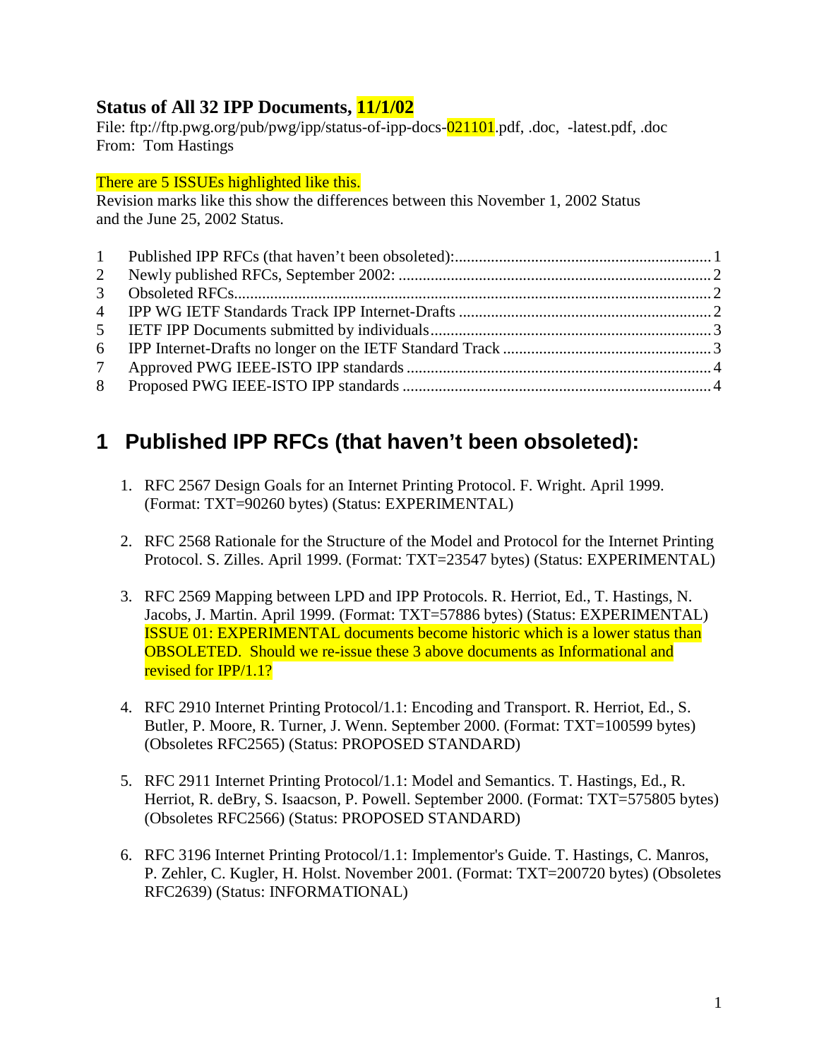**Status of All 32 IPP Documents, 11/1/02**

File: ftp://ftp.pwg.org/pub/pwg/ipp/status-of-ipp-docs-021101.pdf, .doc, -latest.pdf, .doc
From: Tom Hastings

There are 5 ISSUEs highlighted like this.
Revision marks like this show the differences between this November 1, 2002 Status and the June 25, 2002 Status.

1 Published IPP RFCs (that haven't been obsoleted): 1
2 Newly published RFCs, September 2002: 2
3 Obsoleted RFCs 2
4 IPP WG IETF Standards Track IPP Internet-Drafts 2
5 IETF IPP Documents submitted by individuals 3
6 IPP Internet-Drafts no longer on the IETF Standard Track 3
7 Approved PWG IEEE-ISTO IPP standards 4
8 Proposed PWG IEEE-ISTO IPP standards 4

# 1 Published IPP RFCs (that haven't been obsoleted):

1. RFC 2567 Design Goals for an Internet Printing Protocol. F. Wright. April 1999. (Format: TXT=90260 bytes) (Status: EXPERIMENTAL)

2. RFC 2568 Rationale for the Structure of the Model and Protocol for the Internet Printing Protocol. S. Zilles. April 1999. (Format: TXT=23547 bytes) (Status: EXPERIMENTAL)

3. RFC 2569 Mapping between LPD and IPP Protocols. R. Herriot, Ed., T. Hastings, N. Jacobs, J. Martin. April 1999. (Format: TXT=57886 bytes) (Status: EXPERIMENTAL)
   ISSUE 01: EXPERIMENTAL documents become historic which is a lower status than OBSOLETED. Should we re-issue these 3 above documents as Informational and revised for IPP/1.1?

4. RFC 2910 Internet Printing Protocol/1.1: Encoding and Transport. R. Herriot, Ed., S. Butler, P. Moore, R. Turner, J. Wenn. September 2000. (Format: TXT=100599 bytes) (Obsoletes RFC2565) (Status: PROPOSED STANDARD)

5. RFC 2911 Internet Printing Protocol/1.1: Model and Semantics. T. Hastings, Ed., R. Herriot, R. deBry, S. Isaacson, P. Powell. September 2000. (Format: TXT=575805 bytes) (Obsoletes RFC2566) (Status: PROPOSED STANDARD)

6. RFC 3196 Internet Printing Protocol/1.1: Implementor's Guide. T. Hastings, C. Manros, P. Zehler, C. Kugler, H. Holst. November 2001. (Format: TXT=200720 bytes) (Obsoletes RFC2639) (Status: INFORMATIONAL)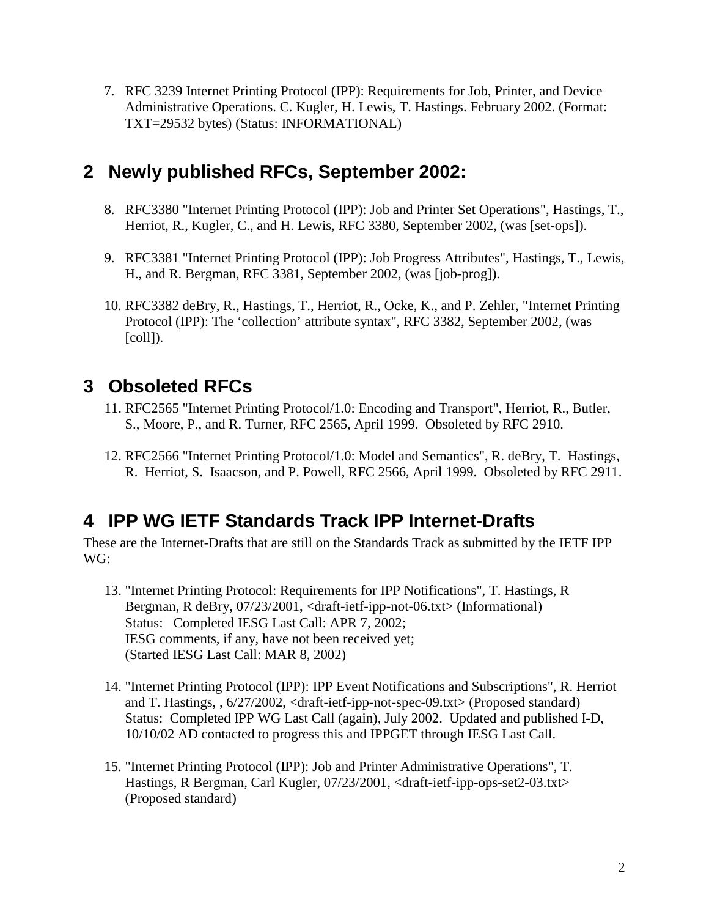7. RFC 3239 Internet Printing Protocol (IPP): Requirements for Job, Printer, and Device Administrative Operations. C. Kugler, H. Lewis, T. Hastings. February 2002. (Format: TXT=29532 bytes) (Status: INFORMATIONAL)

## 2 Newly published RFCs, September 2002:

8. RFC3380 "Internet Printing Protocol (IPP): Job and Printer Set Operations", Hastings, T., Herriot, R., Kugler, C., and H. Lewis, RFC 3380, September 2002, (was [set-ops]).

9. RFC3381 "Internet Printing Protocol (IPP): Job Progress Attributes", Hastings, T., Lewis, H., and R. Bergman, RFC 3381, September 2002, (was [job-prog]).

10. RFC3382 deBry, R., Hastings, T., Herriot, R., Ocke, K., and P. Zehler, "Internet Printing Protocol (IPP): The 'collection' attribute syntax", RFC 3382, September 2002, (was [coll]).

## 3 Obsoleted RFCs

11. RFC2565 "Internet Printing Protocol/1.0: Encoding and Transport", Herriot, R., Butler, S., Moore, P., and R. Turner, RFC 2565, April 1999. Obsoleted by RFC 2910.

12. RFC2566 "Internet Printing Protocol/1.0: Model and Semantics", R. deBry, T. Hastings, R. Herriot, S. Isaacson, and P. Powell, RFC 2566, April 1999. Obsoleted by RFC 2911.

## 4 IPP WG IETF Standards Track IPP Internet-Drafts

These are the Internet-Drafts that are still on the Standards Track as submitted by the IETF IPP WG:

13. "Internet Printing Protocol: Requirements for IPP Notifications", T. Hastings, R Bergman, R deBry, 07/23/2001, <draft-ietf-ipp-not-06.txt> (Informational)
    Status: Completed IESG Last Call: APR 7, 2002;
    IESG comments, if any, have not been received yet;
    (Started IESG Last Call: MAR 8, 2002)

14. "Internet Printing Protocol (IPP): IPP Event Notifications and Subscriptions", R. Herriot and T. Hastings, , 6/27/2002, <draft-ietf-ipp-not-spec-09.txt> (Proposed standard)
    Status: Completed IPP WG Last Call (again), July 2002. Updated and published I-D, 10/10/02 AD contacted to progress this and IPPGET through IESG Last Call.

15. "Internet Printing Protocol (IPP): Job and Printer Administrative Operations", T. Hastings, R Bergman, Carl Kugler, 07/23/2001, <draft-ietf-ipp-ops-set2-03.txt> (Proposed standard)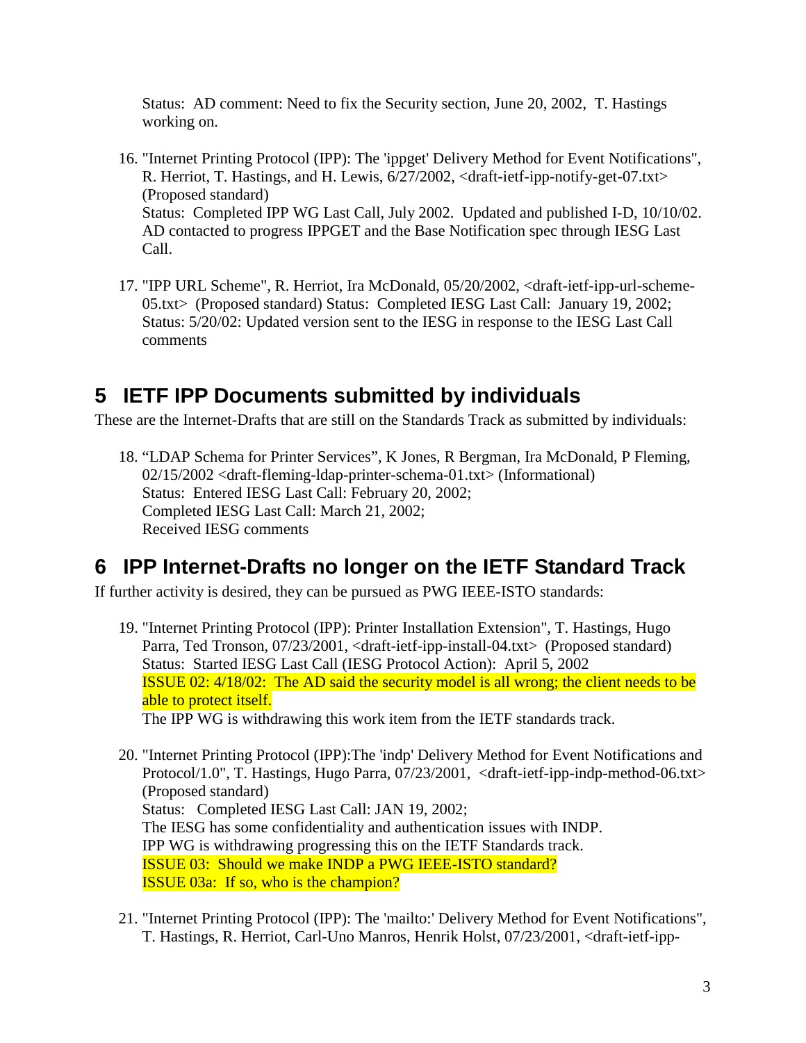Status: AD comment: Need to fix the Security section, June 20, 2002, T. Hastings working on.

16. "Internet Printing Protocol (IPP): The 'ippget' Delivery Method for Event Notifications", R. Herriot, T. Hastings, and H. Lewis, 6/27/2002, <draft-ietf-ipp-notify-get-07.txt> (Proposed standard)
    Status: Completed IPP WG Last Call, July 2002. Updated and published I-D, 10/10/02. AD contacted to progress IPPGET and the Base Notification spec through IESG Last Call.

17. "IPP URL Scheme", R. Herriot, Ira McDonald, 05/20/2002, <draft-ietf-ipp-url-scheme-05.txt> (Proposed standard) Status: Completed IESG Last Call: January 19, 2002; Status: 5/20/02: Updated version sent to the IESG in response to the IESG Last Call comments

# 5 IETF IPP Documents submitted by individuals

These are the Internet-Drafts that are still on the Standards Track as submitted by individuals:

18. "LDAP Schema for Printer Services", K Jones, R Bergman, Ira McDonald, P Fleming, 02/15/2002 <draft-fleming-ldap-printer-schema-01.txt> (Informational)
    Status: Entered IESG Last Call: February 20, 2002;
    Completed IESG Last Call: March 21, 2002;
    Received IESG comments

# 6 IPP Internet-Drafts no longer on the IETF Standard Track

If further activity is desired, they can be pursued as PWG IEEE-ISTO standards:

19. "Internet Printing Protocol (IPP): Printer Installation Extension", T. Hastings, Hugo Parra, Ted Tronson, 07/23/2001, <draft-ietf-ipp-install-04.txt> (Proposed standard)
    Status: Started IESG Last Call (IESG Protocol Action): April 5, 2002
    ISSUE 02: 4/18/02: The AD said the security model is all wrong; the client needs to be able to protect itself.
    The IPP WG is withdrawing this work item from the IETF standards track.

20. "Internet Printing Protocol (IPP):The 'indp' Delivery Method for Event Notifications and Protocol/1.0", T. Hastings, Hugo Parra, 07/23/2001, <draft-ietf-ipp-indp-method-06.txt> (Proposed standard)
    Status: Completed IESG Last Call: JAN 19, 2002;
    The IESG has some confidentiality and authentication issues with INDP.
    IPP WG is withdrawing progressing this on the IETF Standards track.
    ISSUE 03: Should we make INDP a PWG IEEE-ISTO standard?
    ISSUE 03a: If so, who is the champion?

21. "Internet Printing Protocol (IPP): The 'mailto:' Delivery Method for Event Notifications", T. Hastings, R. Herriot, Carl-Uno Manros, Henrik Holst, 07/23/2001, <draft-ietf-ipp-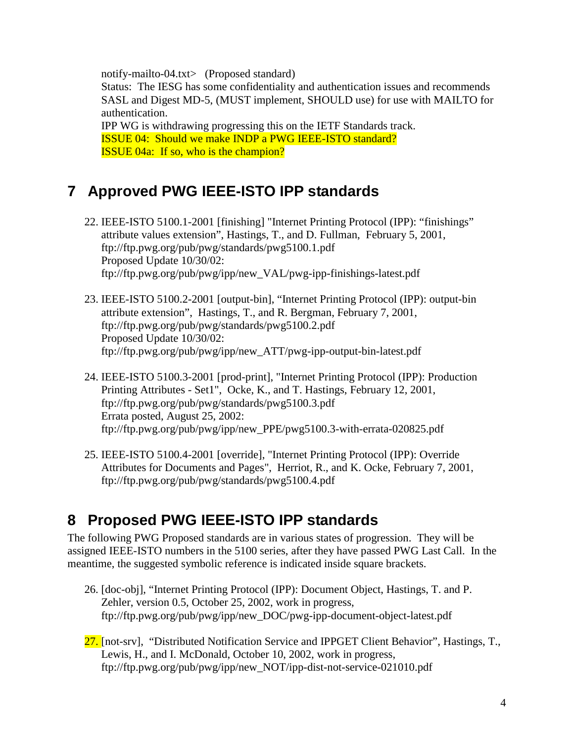notify-mailto-04.txt> (Proposed standard)
Status: The IESG has some confidentiality and authentication issues and recommends SASL and Digest MD-5, (MUST implement, SHOULD use) for use with MAILTO for authentication.
IPP WG is withdrawing progressing this on the IETF Standards track.
ISSUE 04: Should we make INDP a PWG IEEE-ISTO standard?
ISSUE 04a: If so, who is the champion?

## 7 Approved PWG IEEE-ISTO IPP standards

22. IEEE-ISTO 5100.1-2001 [finishing] "Internet Printing Protocol (IPP): "finishings" attribute values extension", Hastings, T., and D. Fullman, February 5, 2001, ftp://ftp.pwg.org/pub/pwg/standards/pwg5100.1.pdf
    Proposed Update 10/30/02:
    ftp://ftp.pwg.org/pub/pwg/ipp/new_VAL/pwg-ipp-finishings-latest.pdf

23. IEEE-ISTO 5100.2-2001 [output-bin], "Internet Printing Protocol (IPP): output-bin attribute extension", Hastings, T., and R. Bergman, February 7, 2001, ftp://ftp.pwg.org/pub/pwg/standards/pwg5100.2.pdf
    Proposed Update 10/30/02:
    ftp://ftp.pwg.org/pub/pwg/ipp/new_ATT/pwg-ipp-output-bin-latest.pdf

24. IEEE-ISTO 5100.3-2001 [prod-print], "Internet Printing Protocol (IPP): Production Printing Attributes - Set1", Ocke, K., and T. Hastings, February 12, 2001, ftp://ftp.pwg.org/pub/pwg/standards/pwg5100.3.pdf
    Errata posted, August 25, 2002:
    ftp://ftp.pwg.org/pub/pwg/ipp/new_PPE/pwg5100.3-with-errata-020825.pdf

25. IEEE-ISTO 5100.4-2001 [override], "Internet Printing Protocol (IPP): Override Attributes for Documents and Pages", Herriot, R., and K. Ocke, February 7, 2001, ftp://ftp.pwg.org/pub/pwg/standards/pwg5100.4.pdf

## 8 Proposed PWG IEEE-ISTO IPP standards

The following PWG Proposed standards are in various states of progression. They will be assigned IEEE-ISTO numbers in the 5100 series, after they have passed PWG Last Call. In the meantime, the suggested symbolic reference is indicated inside square brackets.

26. [doc-obj], "Internet Printing Protocol (IPP): Document Object, Hastings, T. and P. Zehler, version 0.5, October 25, 2002, work in progress, ftp://ftp.pwg.org/pub/pwg/ipp/new_DOC/pwg-ipp-document-object-latest.pdf

27. [not-srv], "Distributed Notification Service and IPPGET Client Behavior", Hastings, T., Lewis, H., and I. McDonald, October 10, 2002, work in progress, ftp://ftp.pwg.org/pub/pwg/ipp/new_NOT/ipp-dist-not-service-021010.pdf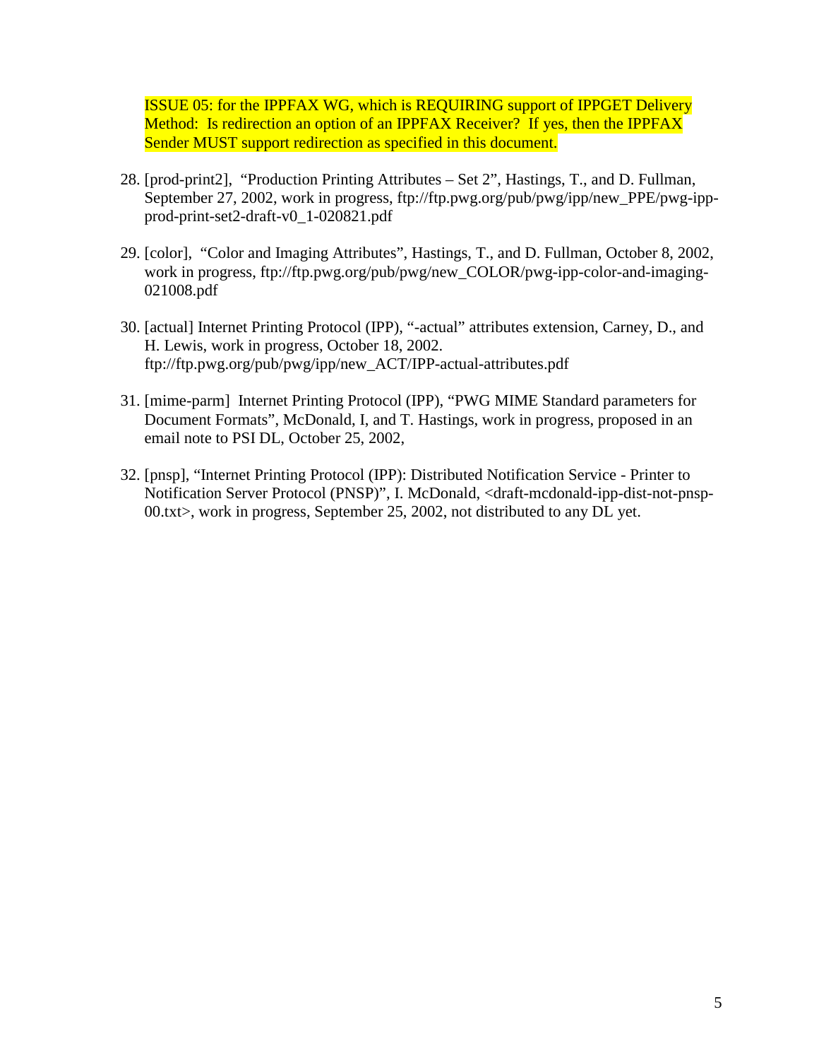ISSUE 05: for the IPPFAX WG, which is REQUIRING support of IPPGET Delivery Method: Is redirection an option of an IPPFAX Receiver? If yes, then the IPPFAX Sender MUST support redirection as specified in this document.

28. [prod-print2], "Production Printing Attributes – Set 2", Hastings, T., and D. Fullman, September 27, 2002, work in progress, ftp://ftp.pwg.org/pub/pwg/ipp/new_PPE/pwg-ipp-prod-print-set2-draft-v0_1-020821.pdf

29. [color], "Color and Imaging Attributes", Hastings, T., and D. Fullman, October 8, 2002, work in progress, ftp://ftp.pwg.org/pub/pwg/new_COLOR/pwg-ipp-color-and-imaging-021008.pdf

30. [actual] Internet Printing Protocol (IPP), "-actual" attributes extension, Carney, D., and H. Lewis, work in progress, October 18, 2002. ftp://ftp.pwg.org/pub/pwg/ipp/new_ACT/IPP-actual-attributes.pdf

31. [mime-parm] Internet Printing Protocol (IPP), "PWG MIME Standard parameters for Document Formats", McDonald, I, and T. Hastings, work in progress, proposed in an email note to PSI DL, October 25, 2002,

32. [pnsp], "Internet Printing Protocol (IPP): Distributed Notification Service - Printer to Notification Server Protocol (PNSP)", I. McDonald, <draft-mcdonald-ipp-dist-not-pnsp-00.txt>, work in progress, September 25, 2002, not distributed to any DL yet.